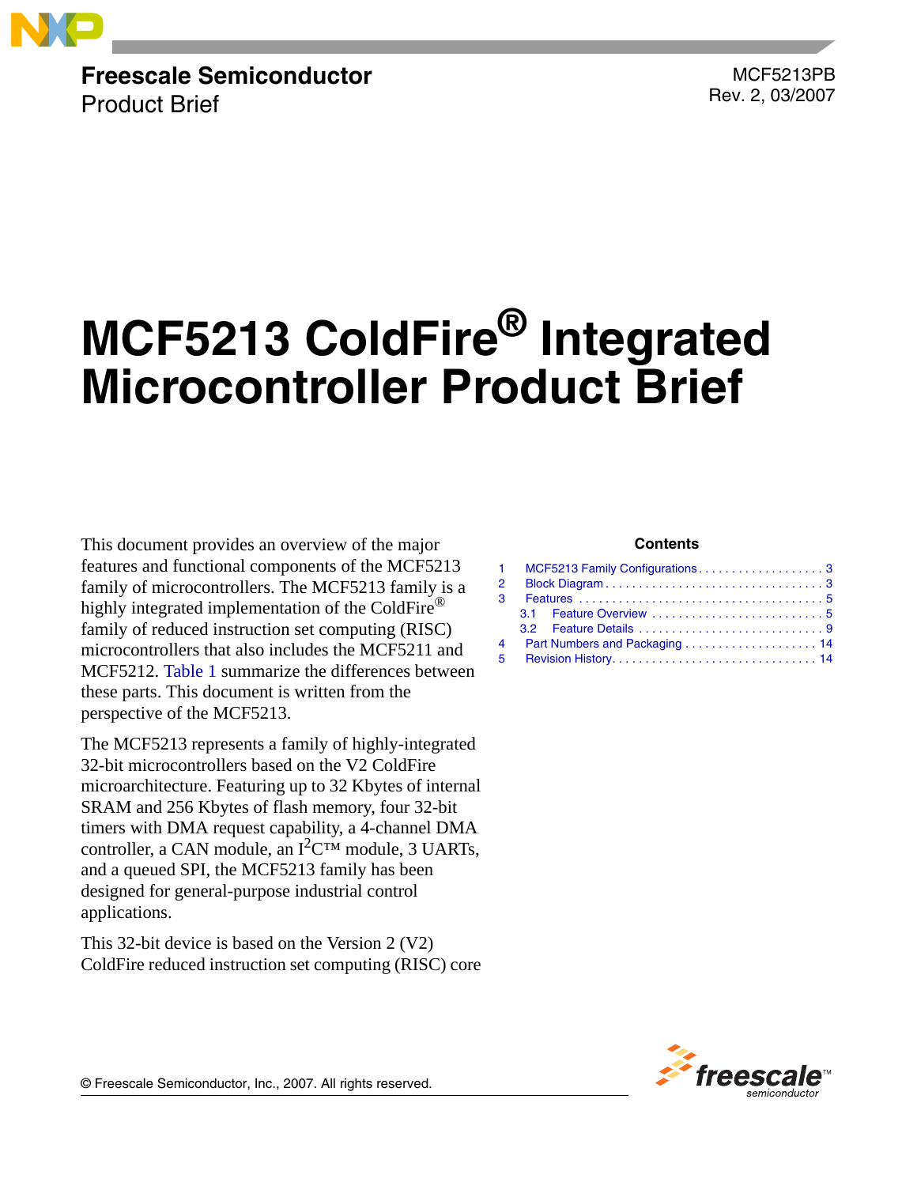**Freescale Semiconductor**
Product Brief

MCF5213PB
Rev. 2, 03/2007

# MCF5213 ColdFire® Integrated Microcontroller Product Brief

This document provides an overview of the major features and functional components of the MCF5213 family of microcontrollers. The MCF5213 family is a highly integrated implementation of the ColdFire® family of reduced instruction set computing (RISC) microcontrollers that also includes the MCF5211 and MCF5212. Table 1 summarize the differences between these parts. This document is written from the perspective of the MCF5213.

The MCF5213 represents a family of highly-integrated 32-bit microcontrollers based on the V2 ColdFire microarchitecture. Featuring up to 32 Kbytes of internal SRAM and 256 Kbytes of flash memory, four 32-bit timers with DMA request capability, a 4-channel DMA controller, a CAN module, an $I^2C$™ module, 3 UARTs, and a queued SPI, the MCF5213 family has been designed for general-purpose industrial control applications.

This 32-bit device is based on the Version 2 (V2) ColdFire reduced instruction set computing (RISC) core

**Contents**

1 MCF5213 Family Configurations . . . . . . . . . . 3
2 Block Diagram . . . . . . . . . . 3
3 Features . . . . . . . . . . 5
 3.1 Feature Overview . . . . . . . . . . 5
 3.2 Feature Details . . . . . . . . . . 9
4 Part Numbers and Packaging . . . . . . . . . . 14
5 Revision History . . . . . . . . . . 14

© Freescale Semiconductor, Inc., 2007. All rights reserved.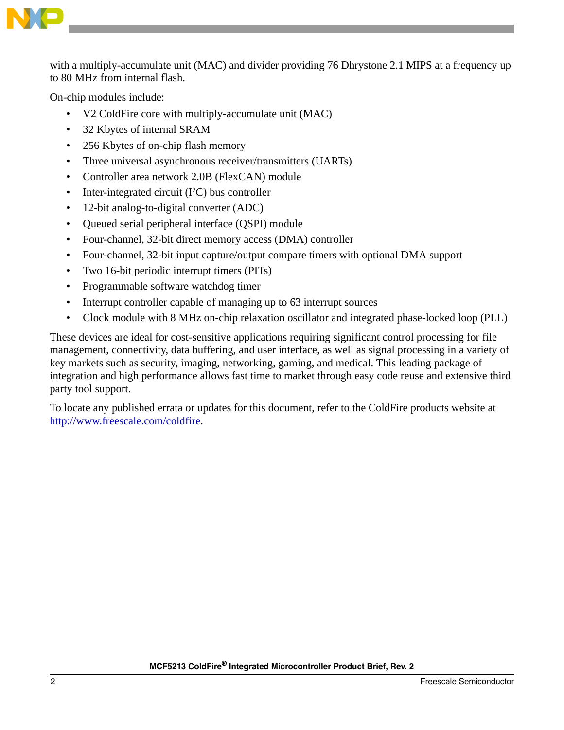with a multiply-accumulate unit (MAC) and divider providing 76 Dhrystone 2.1 MIPS at a frequency up to 80 MHz from internal flash.

On-chip modules include:

- V2 ColdFire core with multiply-accumulate unit (MAC)
- 32 Kbytes of internal SRAM
- 256 Kbytes of on-chip flash memory
- Three universal asynchronous receiver/transmitters (UARTs)
- Controller area network 2.0B (FlexCAN) module
- Inter-integrated circuit ($I^2C$) bus controller
- 12-bit analog-to-digital converter (ADC)
- Queued serial peripheral interface (QSPI) module
- Four-channel, 32-bit direct memory access (DMA) controller
- Four-channel, 32-bit input capture/output compare timers with optional DMA support
- Two 16-bit periodic interrupt timers (PITs)
- Programmable software watchdog timer
- Interrupt controller capable of managing up to 63 interrupt sources
- Clock module with 8 MHz on-chip relaxation oscillator and integrated phase-locked loop (PLL)

These devices are ideal for cost-sensitive applications requiring significant control processing for file management, connectivity, data buffering, and user interface, as well as signal processing in a variety of key markets such as security, imaging, networking, gaming, and medical. This leading package of integration and high performance allows fast time to market through easy code reuse and extensive third party tool support.

To locate any published errata or updates for this document, refer to the ColdFire products website at http://www.freescale.com/coldfire.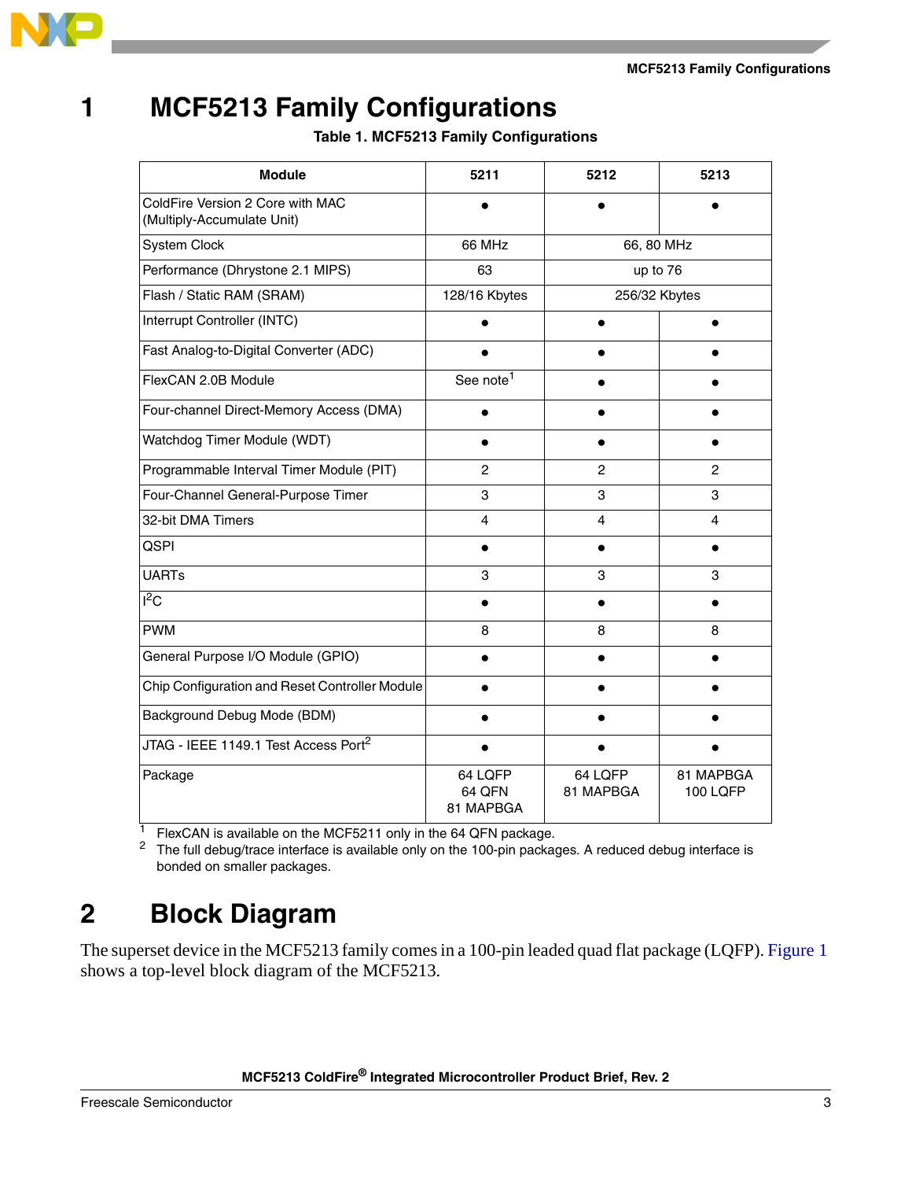# 1 MCF5213 Family Configurations

**Table 1. MCF5213 Family Configurations**

| Module | 5211 | 5212 | 5213 |
|---|---|---|---|
| ColdFire Version 2 Core with MAC (Multiply-Accumulate Unit) | • | • | • |
| System Clock | 66 MHz | 66, 80 MHz | |
| Performance (Dhrystone 2.1 MIPS) | 63 | up to 76 | |
| Flash / Static RAM (SRAM) | 128/16 Kbytes | 256/32 Kbytes | |
| Interrupt Controller (INTC) | • | • | • |
| Fast Analog-to-Digital Converter (ADC) | • | • | • |
| FlexCAN 2.0B Module | See note[1] | • | • |
| Four-channel Direct-Memory Access (DMA) | • | • | • |
| Watchdog Timer Module (WDT) | • | • | • |
| Programmable Interval Timer Module (PIT) | 2 | 2 | 2 |
| Four-Channel General-Purpose Timer | 3 | 3 | 3 |
| 32-bit DMA Timers | 4 | 4 | 4 |
| QSPI | • | • | • |
| UARTs | 3 | 3 | 3 |
| $I^2C$ | • | • | • |
| PWM | 8 | 8 | 8 |
| General Purpose I/O Module (GPIO) | • | • | • |
| Chip Configuration and Reset Controller Module | • | • | • |
| Background Debug Mode (BDM) | • | • | • |
| JTAG - IEEE 1149.1 Test Access Port[2] | • | • | • |
| Package | 64 LQFP<br>64 QFN<br>81 MAPBGA | 64 LQFP<br>81 MAPBGA | 81 MAPBGA<br>100 LQFP |

[1] FlexCAN is available on the MCF5211 only in the 64 QFN package.

[2] The full debug/trace interface is available only on the 100-pin packages. A reduced debug interface is bonded on smaller packages.

# 2 Block Diagram

The superset device in the MCF5213 family comes in a 100-pin leaded quad flat package (LQFP). Figure 1 shows a top-level block diagram of the MCF5213.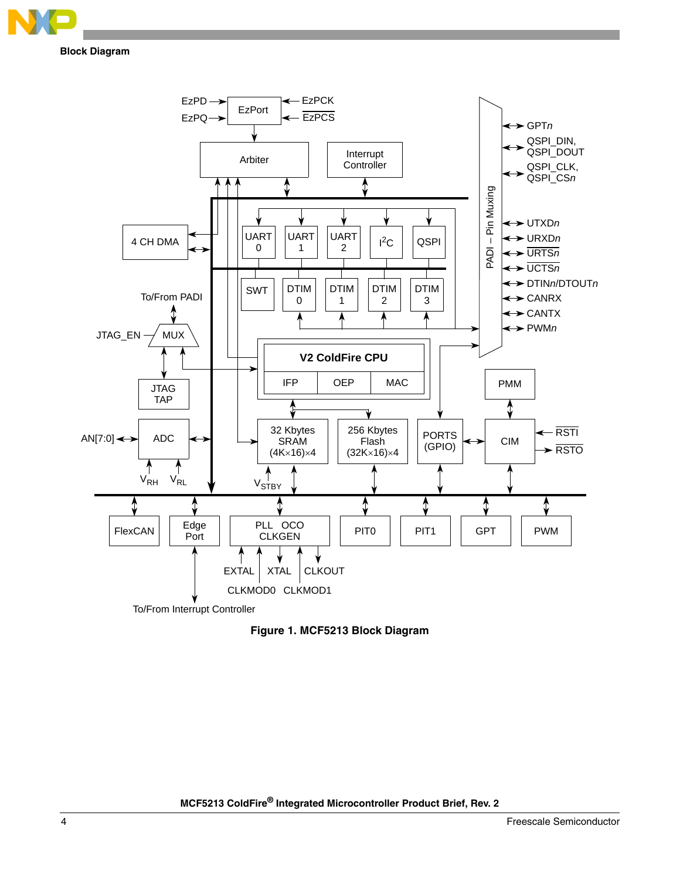Figure 1. MCF5213 Block Diagram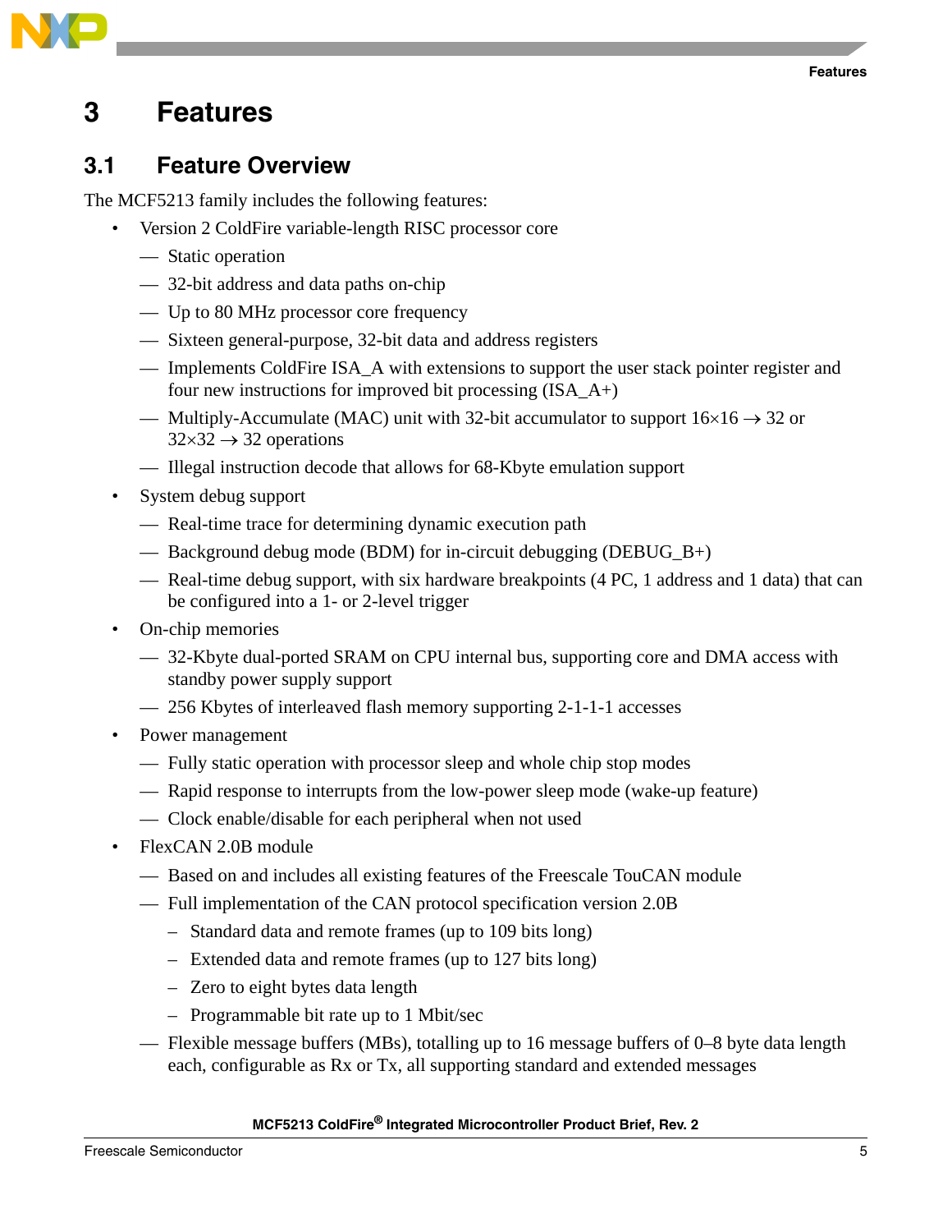# 3 Features

## 3.1 Feature Overview

The MCF5213 family includes the following features:

- Version 2 ColdFire variable-length RISC processor core
  - Static operation
  - 32-bit address and data paths on-chip
  - Up to 80 MHz processor core frequency
  - Sixteen general-purpose, 32-bit data and address registers
  - Implements ColdFire ISA_A with extensions to support the user stack pointer register and four new instructions for improved bit processing (ISA_A+)
  - Multiply-Accumulate (MAC) unit with 32-bit accumulator to support $16\times16 \rightarrow 32$ or $32\times32 \rightarrow 32$ operations
  - Illegal instruction decode that allows for 68-Kbyte emulation support
- System debug support
  - Real-time trace for determining dynamic execution path
  - Background debug mode (BDM) for in-circuit debugging (DEBUG_B+)
  - Real-time debug support, with six hardware breakpoints (4 PC, 1 address and 1 data) that can be configured into a 1- or 2-level trigger
- On-chip memories
  - 32-Kbyte dual-ported SRAM on CPU internal bus, supporting core and DMA access with standby power supply support
  - 256 Kbytes of interleaved flash memory supporting 2-1-1-1 accesses
- Power management
  - Fully static operation with processor sleep and whole chip stop modes
  - Rapid response to interrupts from the low-power sleep mode (wake-up feature)
  - Clock enable/disable for each peripheral when not used
- FlexCAN 2.0B module
  - Based on and includes all existing features of the Freescale TouCAN module
  - Full implementation of the CAN protocol specification version 2.0B
    - Standard data and remote frames (up to 109 bits long)
    - Extended data and remote frames (up to 127 bits long)
    - Zero to eight bytes data length
    - Programmable bit rate up to 1 Mbit/sec
  - Flexible message buffers (MBs), totalling up to 16 message buffers of 0–8 byte data length each, configurable as Rx or Tx, all supporting standard and extended messages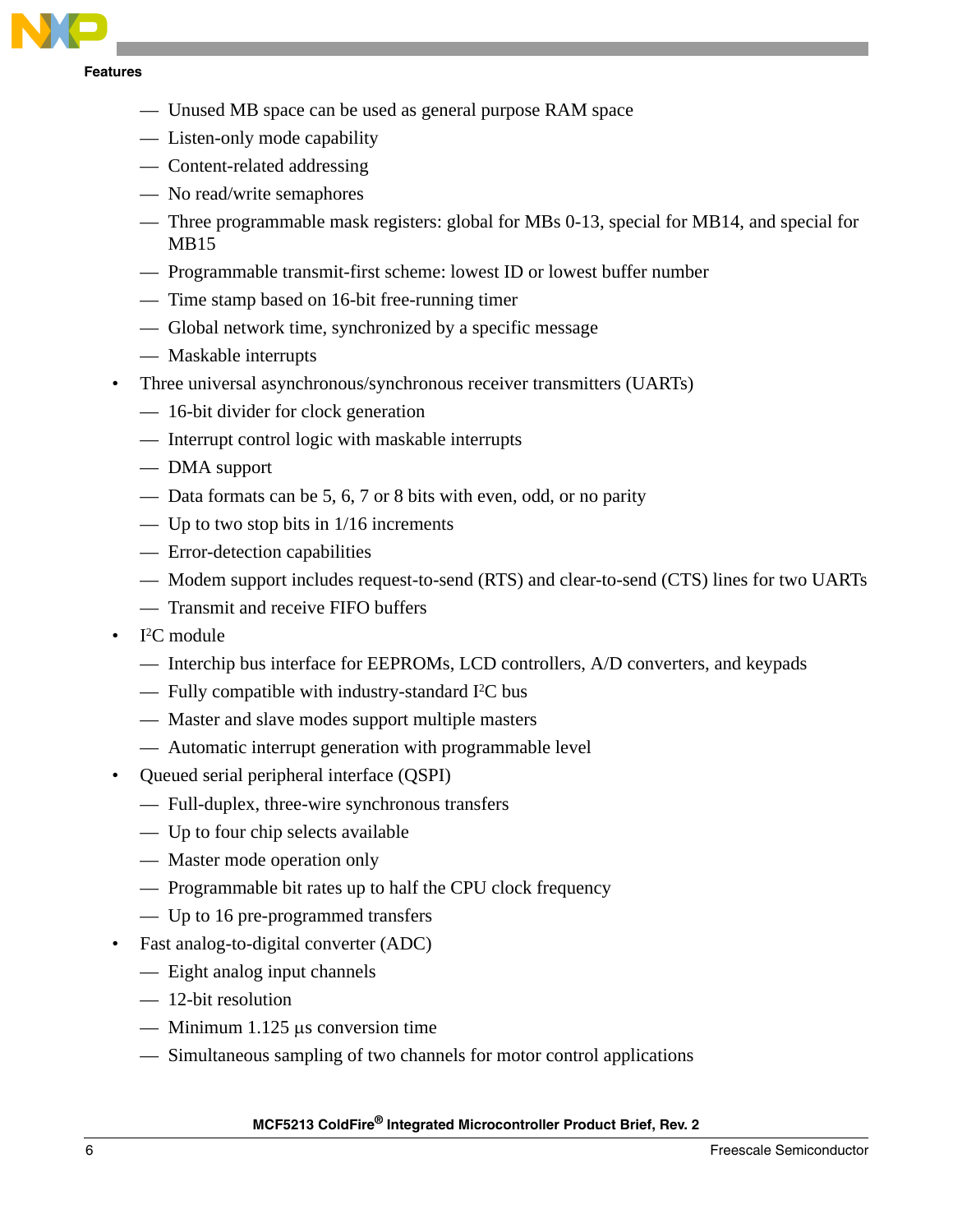- Unused MB space can be used as general purpose RAM space
  - Listen-only mode capability
  - Content-related addressing
  - No read/write semaphores
  - Three programmable mask registers: global for MBs 0-13, special for MB14, and special for MB15
  - Programmable transmit-first scheme: lowest ID or lowest buffer number
  - Time stamp based on 16-bit free-running timer
  - Global network time, synchronized by a specific message
  - Maskable interrupts
- Three universal asynchronous/synchronous receiver transmitters (UARTs)
  - 16-bit divider for clock generation
  - Interrupt control logic with maskable interrupts
  - DMA support
  - Data formats can be 5, 6, 7 or 8 bits with even, odd, or no parity
  - Up to two stop bits in 1/16 increments
  - Error-detection capabilities
  - Modem support includes request-to-send (RTS) and clear-to-send (CTS) lines for two UARTs
  - Transmit and receive FIFO buffers
- I²C module
  - Interchip bus interface for EEPROMs, LCD controllers, A/D converters, and keypads
  - Fully compatible with industry-standard I²C bus
  - Master and slave modes support multiple masters
  - Automatic interrupt generation with programmable level
- Queued serial peripheral interface (QSPI)
  - Full-duplex, three-wire synchronous transfers
  - Up to four chip selects available
  - Master mode operation only
  - Programmable bit rates up to half the CPU clock frequency
  - Up to 16 pre-programmed transfers
- Fast analog-to-digital converter (ADC)
  - Eight analog input channels
  - 12-bit resolution
  - Minimum 1.125 µs conversion time
  - Simultaneous sampling of two channels for motor control applications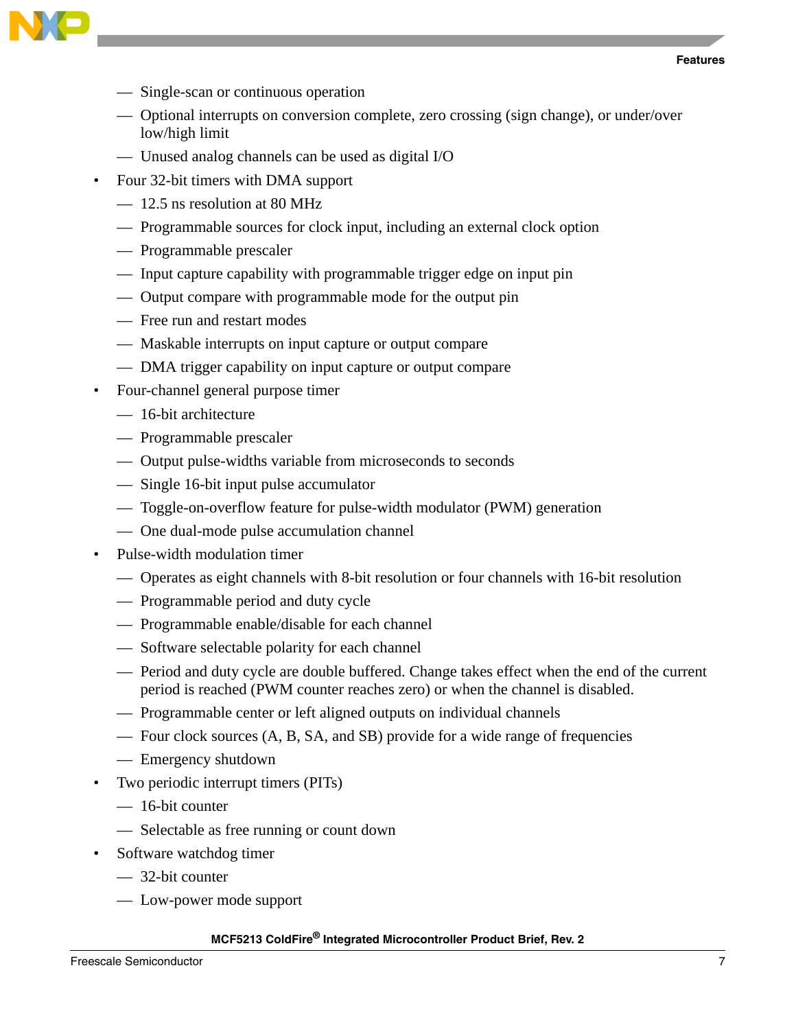- Single-scan or continuous operation
  - Optional interrupts on conversion complete, zero crossing (sign change), or under/over low/high limit
  - Unused analog channels can be used as digital I/O
- Four 32-bit timers with DMA support
  - 12.5 ns resolution at 80 MHz
  - Programmable sources for clock input, including an external clock option
  - Programmable prescaler
  - Input capture capability with programmable trigger edge on input pin
  - Output compare with programmable mode for the output pin
  - Free run and restart modes
  - Maskable interrupts on input capture or output compare
  - DMA trigger capability on input capture or output compare
- Four-channel general purpose timer
  - 16-bit architecture
  - Programmable prescaler
  - Output pulse-widths variable from microseconds to seconds
  - Single 16-bit input pulse accumulator
  - Toggle-on-overflow feature for pulse-width modulator (PWM) generation
  - One dual-mode pulse accumulation channel
- Pulse-width modulation timer
  - Operates as eight channels with 8-bit resolution or four channels with 16-bit resolution
  - Programmable period and duty cycle
  - Programmable enable/disable for each channel
  - Software selectable polarity for each channel
  - Period and duty cycle are double buffered. Change takes effect when the end of the current period is reached (PWM counter reaches zero) or when the channel is disabled.
  - Programmable center or left aligned outputs on individual channels
  - Four clock sources (A, B, SA, and SB) provide for a wide range of frequencies
  - Emergency shutdown
- Two periodic interrupt timers (PITs)
  - 16-bit counter
  - Selectable as free running or count down
- Software watchdog timer
  - 32-bit counter
  - Low-power mode support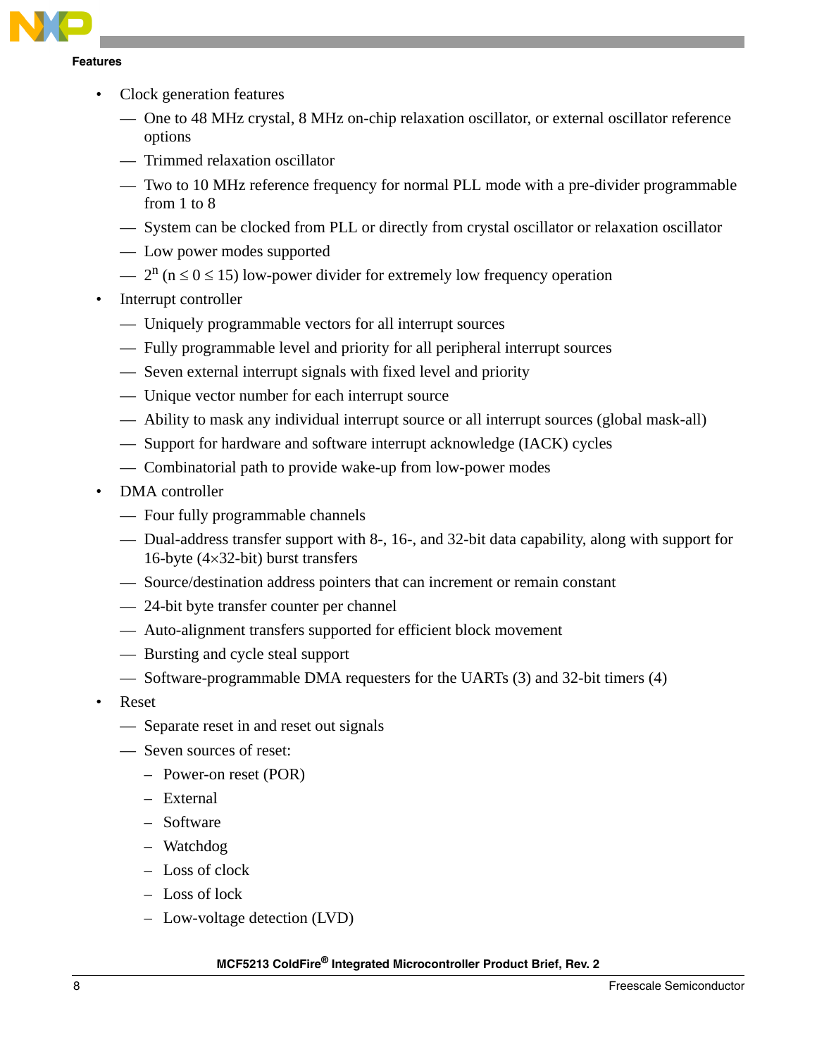- Clock generation features
  - One to 48 MHz crystal, 8 MHz on-chip relaxation oscillator, or external oscillator reference options
  - Trimmed relaxation oscillator
  - Two to 10 MHz reference frequency for normal PLL mode with a pre-divider programmable from 1 to 8
  - System can be clocked from PLL or directly from crystal oscillator or relaxation oscillator
  - Low power modes supported
  - $2^n$ ($n \leq 0 \leq 15$) low-power divider for extremely low frequency operation
- Interrupt controller
  - Uniquely programmable vectors for all interrupt sources
  - Fully programmable level and priority for all peripheral interrupt sources
  - Seven external interrupt signals with fixed level and priority
  - Unique vector number for each interrupt source
  - Ability to mask any individual interrupt source or all interrupt sources (global mask-all)
  - Support for hardware and software interrupt acknowledge (IACK) cycles
  - Combinatorial path to provide wake-up from low-power modes
- DMA controller
  - Four fully programmable channels
  - Dual-address transfer support with 8-, 16-, and 32-bit data capability, along with support for 16-byte (4×32-bit) burst transfers
  - Source/destination address pointers that can increment or remain constant
  - 24-bit byte transfer counter per channel
  - Auto-alignment transfers supported for efficient block movement
  - Bursting and cycle steal support
  - Software-programmable DMA requesters for the UARTs (3) and 32-bit timers (4)
- Reset
  - Separate reset in and reset out signals
  - Seven sources of reset:
    - Power-on reset (POR)
    - External
    - Software
    - Watchdog
    - Loss of clock
    - Loss of lock
    - Low-voltage detection (LVD)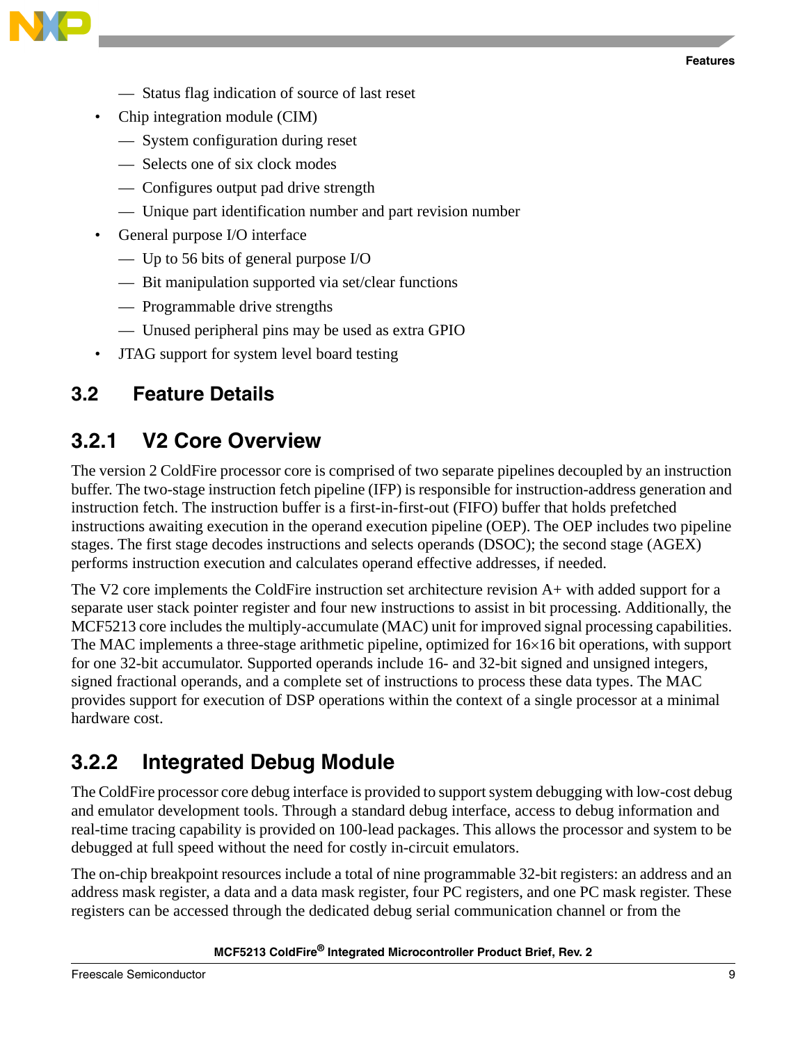- Status flag indication of source of last reset
- Chip integration module (CIM)
  - System configuration during reset
  - Selects one of six clock modes
  - Configures output pad drive strength
  - Unique part identification number and part revision number
- General purpose I/O interface
  - Up to 56 bits of general purpose I/O
  - Bit manipulation supported via set/clear functions
  - Programmable drive strengths
  - Unused peripheral pins may be used as extra GPIO
- JTAG support for system level board testing

## 3.2 Feature Details

### 3.2.1 V2 Core Overview

The version 2 ColdFire processor core is comprised of two separate pipelines decoupled by an instruction buffer. The two-stage instruction fetch pipeline (IFP) is responsible for instruction-address generation and instruction fetch. The instruction buffer is a first-in-first-out (FIFO) buffer that holds prefetched instructions awaiting execution in the operand execution pipeline (OEP). The OEP includes two pipeline stages. The first stage decodes instructions and selects operands (DSOC); the second stage (AGEX) performs instruction execution and calculates operand effective addresses, if needed.

The V2 core implements the ColdFire instruction set architecture revision A+ with added support for a separate user stack pointer register and four new instructions to assist in bit processing. Additionally, the MCF5213 core includes the multiply-accumulate (MAC) unit for improved signal processing capabilities. The MAC implements a three-stage arithmetic pipeline, optimized for 16×16 bit operations, with support for one 32-bit accumulator. Supported operands include 16- and 32-bit signed and unsigned integers, signed fractional operands, and a complete set of instructions to process these data types. The MAC provides support for execution of DSP operations within the context of a single processor at a minimal hardware cost.

### 3.2.2 Integrated Debug Module

The ColdFire processor core debug interface is provided to support system debugging with low-cost debug and emulator development tools. Through a standard debug interface, access to debug information and real-time tracing capability is provided on 100-lead packages. This allows the processor and system to be debugged at full speed without the need for costly in-circuit emulators.

The on-chip breakpoint resources include a total of nine programmable 32-bit registers: an address and an address mask register, a data and a data mask register, four PC registers, and one PC mask register. These registers can be accessed through the dedicated debug serial communication channel or from the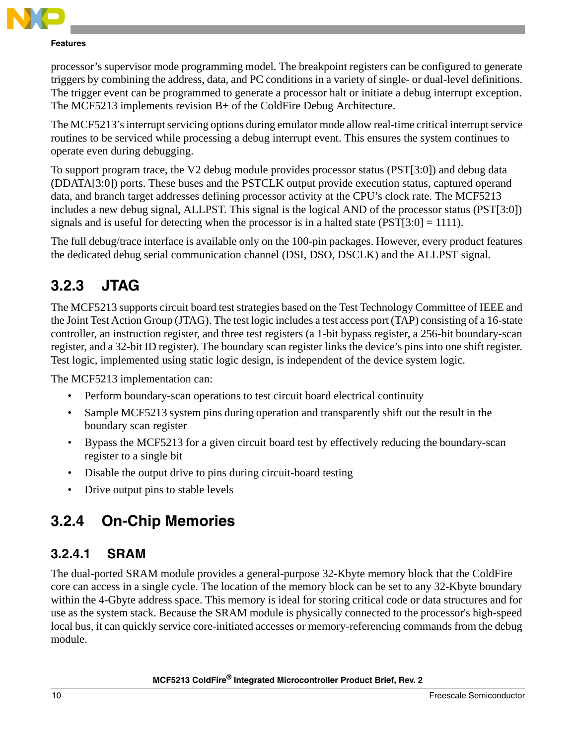processor's supervisor mode programming model. The breakpoint registers can be configured to generate triggers by combining the address, data, and PC conditions in a variety of single- or dual-level definitions. The trigger event can be programmed to generate a processor halt or initiate a debug interrupt exception. The MCF5213 implements revision B+ of the ColdFire Debug Architecture.

The MCF5213's interrupt servicing options during emulator mode allow real-time critical interrupt service routines to be serviced while processing a debug interrupt event. This ensures the system continues to operate even during debugging.

To support program trace, the V2 debug module provides processor status (PST[3:0]) and debug data (DDATA[3:0]) ports. These buses and the PSTCLK output provide execution status, captured operand data, and branch target addresses defining processor activity at the CPU's clock rate. The MCF5213 includes a new debug signal, ALLPST. This signal is the logical AND of the processor status (PST[3:0]) signals and is useful for detecting when the processor is in a halted state (PST[3:0] = 1111).

The full debug/trace interface is available only on the 100-pin packages. However, every product features the dedicated debug serial communication channel (DSI, DSO, DSCLK) and the ALLPST signal.

### 3.2.3 JTAG

The MCF5213 supports circuit board test strategies based on the Test Technology Committee of IEEE and the Joint Test Action Group (JTAG). The test logic includes a test access port (TAP) consisting of a 16-state controller, an instruction register, and three test registers (a 1-bit bypass register, a 256-bit boundary-scan register, and a 32-bit ID register). The boundary scan register links the device's pins into one shift register. Test logic, implemented using static logic design, is independent of the device system logic.

The MCF5213 implementation can:

- Perform boundary-scan operations to test circuit board electrical continuity
- Sample MCF5213 system pins during operation and transparently shift out the result in the boundary scan register
- Bypass the MCF5213 for a given circuit board test by effectively reducing the boundary-scan register to a single bit
- Disable the output drive to pins during circuit-board testing
- Drive output pins to stable levels

### 3.2.4 On-Chip Memories

#### 3.2.4.1 SRAM

The dual-ported SRAM module provides a general-purpose 32-Kbyte memory block that the ColdFire core can access in a single cycle. The location of the memory block can be set to any 32-Kbyte boundary within the 4-Gbyte address space. This memory is ideal for storing critical code or data structures and for use as the system stack. Because the SRAM module is physically connected to the processor's high-speed local bus, it can quickly service core-initiated accesses or memory-referencing commands from the debug module.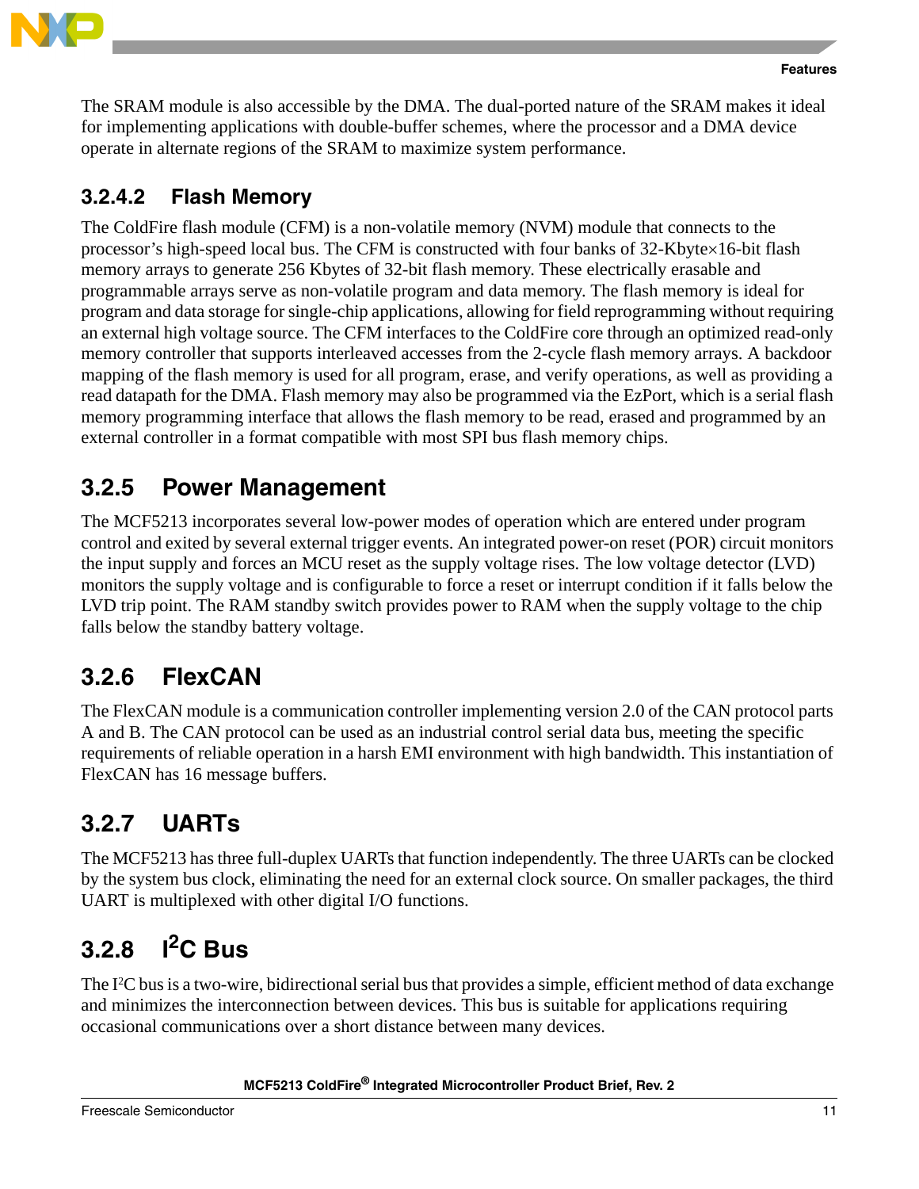The SRAM module is also accessible by the DMA. The dual-ported nature of the SRAM makes it ideal for implementing applications with double-buffer schemes, where the processor and a DMA device operate in alternate regions of the SRAM to maximize system performance.

#### 3.2.4.2 Flash Memory

The ColdFire flash module (CFM) is a non-volatile memory (NVM) module that connects to the processor's high-speed local bus. The CFM is constructed with four banks of 32-Kbyte×16-bit flash memory arrays to generate 256 Kbytes of 32-bit flash memory. These electrically erasable and programmable arrays serve as non-volatile program and data memory. The flash memory is ideal for program and data storage for single-chip applications, allowing for field reprogramming without requiring an external high voltage source. The CFM interfaces to the ColdFire core through an optimized read-only memory controller that supports interleaved accesses from the 2-cycle flash memory arrays. A backdoor mapping of the flash memory is used for all program, erase, and verify operations, as well as providing a read datapath for the DMA. Flash memory may also be programmed via the EzPort, which is a serial flash memory programming interface that allows the flash memory to be read, erased and programmed by an external controller in a format compatible with most SPI bus flash memory chips.

### 3.2.5 Power Management

The MCF5213 incorporates several low-power modes of operation which are entered under program control and exited by several external trigger events. An integrated power-on reset (POR) circuit monitors the input supply and forces an MCU reset as the supply voltage rises. The low voltage detector (LVD) monitors the supply voltage and is configurable to force a reset or interrupt condition if it falls below the LVD trip point. The RAM standby switch provides power to RAM when the supply voltage to the chip falls below the standby battery voltage.

### 3.2.6 FlexCAN

The FlexCAN module is a communication controller implementing version 2.0 of the CAN protocol parts A and B. The CAN protocol can be used as an industrial control serial data bus, meeting the specific requirements of reliable operation in a harsh EMI environment with high bandwidth. This instantiation of FlexCAN has 16 message buffers.

### 3.2.7 UARTs

The MCF5213 has three full-duplex UARTs that function independently. The three UARTs can be clocked by the system bus clock, eliminating the need for an external clock source. On smaller packages, the third UART is multiplexed with other digital I/O functions.

### 3.2.8 I²C Bus

The I²C bus is a two-wire, bidirectional serial bus that provides a simple, efficient method of data exchange and minimizes the interconnection between devices. This bus is suitable for applications requiring occasional communications over a short distance between many devices.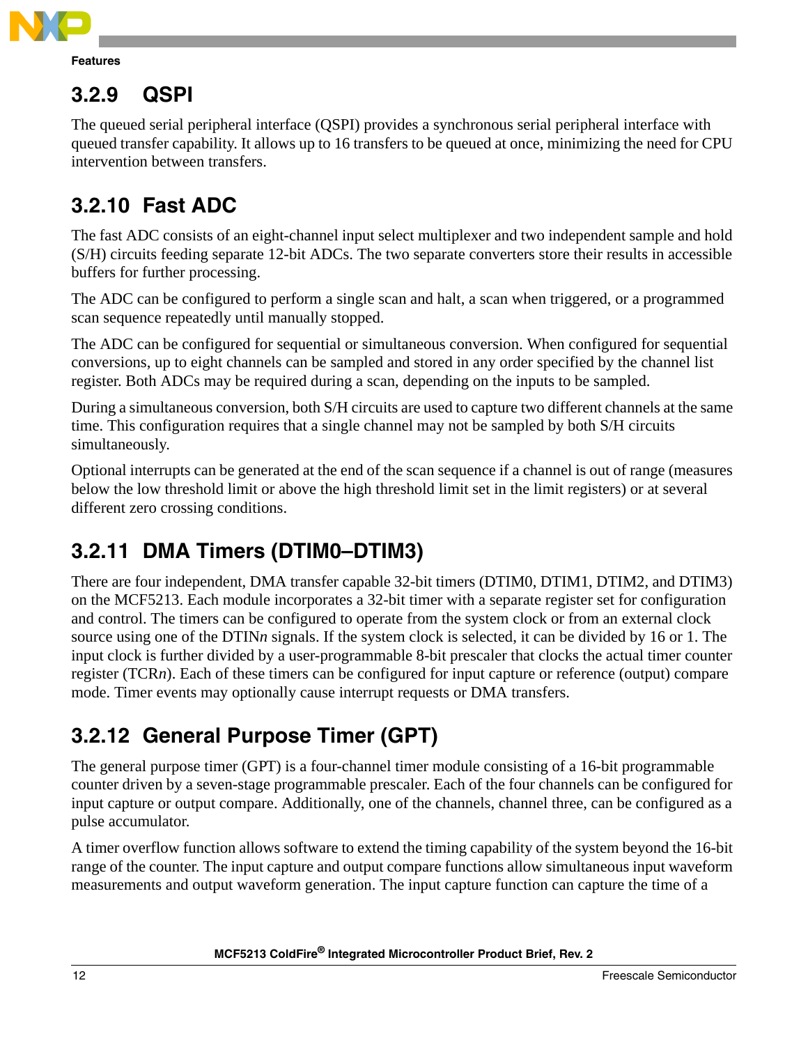### 3.2.9 QSPI

The queued serial peripheral interface (QSPI) provides a synchronous serial peripheral interface with queued transfer capability. It allows up to 16 transfers to be queued at once, minimizing the need for CPU intervention between transfers.

### 3.2.10 Fast ADC

The fast ADC consists of an eight-channel input select multiplexer and two independent sample and hold (S/H) circuits feeding separate 12-bit ADCs. The two separate converters store their results in accessible buffers for further processing.

The ADC can be configured to perform a single scan and halt, a scan when triggered, or a programmed scan sequence repeatedly until manually stopped.

The ADC can be configured for sequential or simultaneous conversion. When configured for sequential conversions, up to eight channels can be sampled and stored in any order specified by the channel list register. Both ADCs may be required during a scan, depending on the inputs to be sampled.

During a simultaneous conversion, both S/H circuits are used to capture two different channels at the same time. This configuration requires that a single channel may not be sampled by both S/H circuits simultaneously.

Optional interrupts can be generated at the end of the scan sequence if a channel is out of range (measures below the low threshold limit or above the high threshold limit set in the limit registers) or at several different zero crossing conditions.

### 3.2.11 DMA Timers (DTIM0–DTIM3)

There are four independent, DMA transfer capable 32-bit timers (DTIM0, DTIM1, DTIM2, and DTIM3) on the MCF5213. Each module incorporates a 32-bit timer with a separate register set for configuration and control. The timers can be configured to operate from the system clock or from an external clock source using one of the DTIN*n* signals. If the system clock is selected, it can be divided by 16 or 1. The input clock is further divided by a user-programmable 8-bit prescaler that clocks the actual timer counter register (TCR*n*). Each of these timers can be configured for input capture or reference (output) compare mode. Timer events may optionally cause interrupt requests or DMA transfers.

### 3.2.12 General Purpose Timer (GPT)

The general purpose timer (GPT) is a four-channel timer module consisting of a 16-bit programmable counter driven by a seven-stage programmable prescaler. Each of the four channels can be configured for input capture or output compare. Additionally, one of the channels, channel three, can be configured as a pulse accumulator.

A timer overflow function allows software to extend the timing capability of the system beyond the 16-bit range of the counter. The input capture and output compare functions allow simultaneous input waveform measurements and output waveform generation. The input capture function can capture the time of a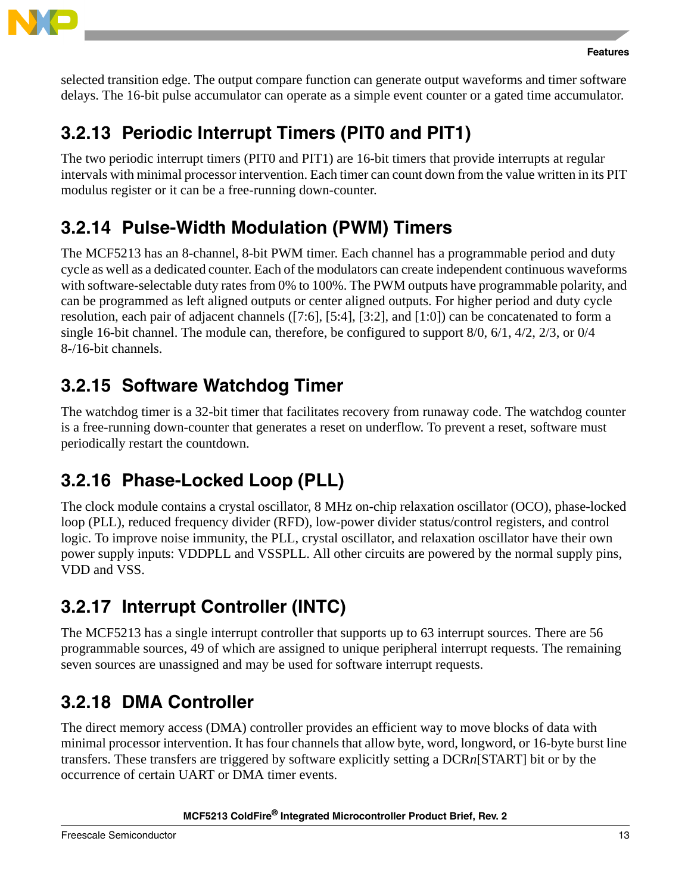selected transition edge. The output compare function can generate output waveforms and timer software delays. The 16-bit pulse accumulator can operate as a simple event counter or a gated time accumulator.

### 3.2.13 Periodic Interrupt Timers (PIT0 and PIT1)

The two periodic interrupt timers (PIT0 and PIT1) are 16-bit timers that provide interrupts at regular intervals with minimal processor intervention. Each timer can count down from the value written in its PIT modulus register or it can be a free-running down-counter.

### 3.2.14 Pulse-Width Modulation (PWM) Timers

The MCF5213 has an 8-channel, 8-bit PWM timer. Each channel has a programmable period and duty cycle as well as a dedicated counter. Each of the modulators can create independent continuous waveforms with software-selectable duty rates from 0% to 100%. The PWM outputs have programmable polarity, and can be programmed as left aligned outputs or center aligned outputs. For higher period and duty cycle resolution, each pair of adjacent channels ([7:6], [5:4], [3:2], and [1:0]) can be concatenated to form a single 16-bit channel. The module can, therefore, be configured to support 8/0, 6/1, 4/2, 2/3, or 0/4 8-/16-bit channels.

### 3.2.15 Software Watchdog Timer

The watchdog timer is a 32-bit timer that facilitates recovery from runaway code. The watchdog counter is a free-running down-counter that generates a reset on underflow. To prevent a reset, software must periodically restart the countdown.

### 3.2.16 Phase-Locked Loop (PLL)

The clock module contains a crystal oscillator, 8 MHz on-chip relaxation oscillator (OCO), phase-locked loop (PLL), reduced frequency divider (RFD), low-power divider status/control registers, and control logic. To improve noise immunity, the PLL, crystal oscillator, and relaxation oscillator have their own power supply inputs: VDDPLL and VSSPLL. All other circuits are powered by the normal supply pins, VDD and VSS.

### 3.2.17 Interrupt Controller (INTC)

The MCF5213 has a single interrupt controller that supports up to 63 interrupt sources. There are 56 programmable sources, 49 of which are assigned to unique peripheral interrupt requests. The remaining seven sources are unassigned and may be used for software interrupt requests.

### 3.2.18 DMA Controller

The direct memory access (DMA) controller provides an efficient way to move blocks of data with minimal processor intervention. It has four channels that allow byte, word, longword, or 16-byte burst line transfers. These transfers are triggered by software explicitly setting a DCR*n*[START] bit or by the occurrence of certain UART or DMA timer events.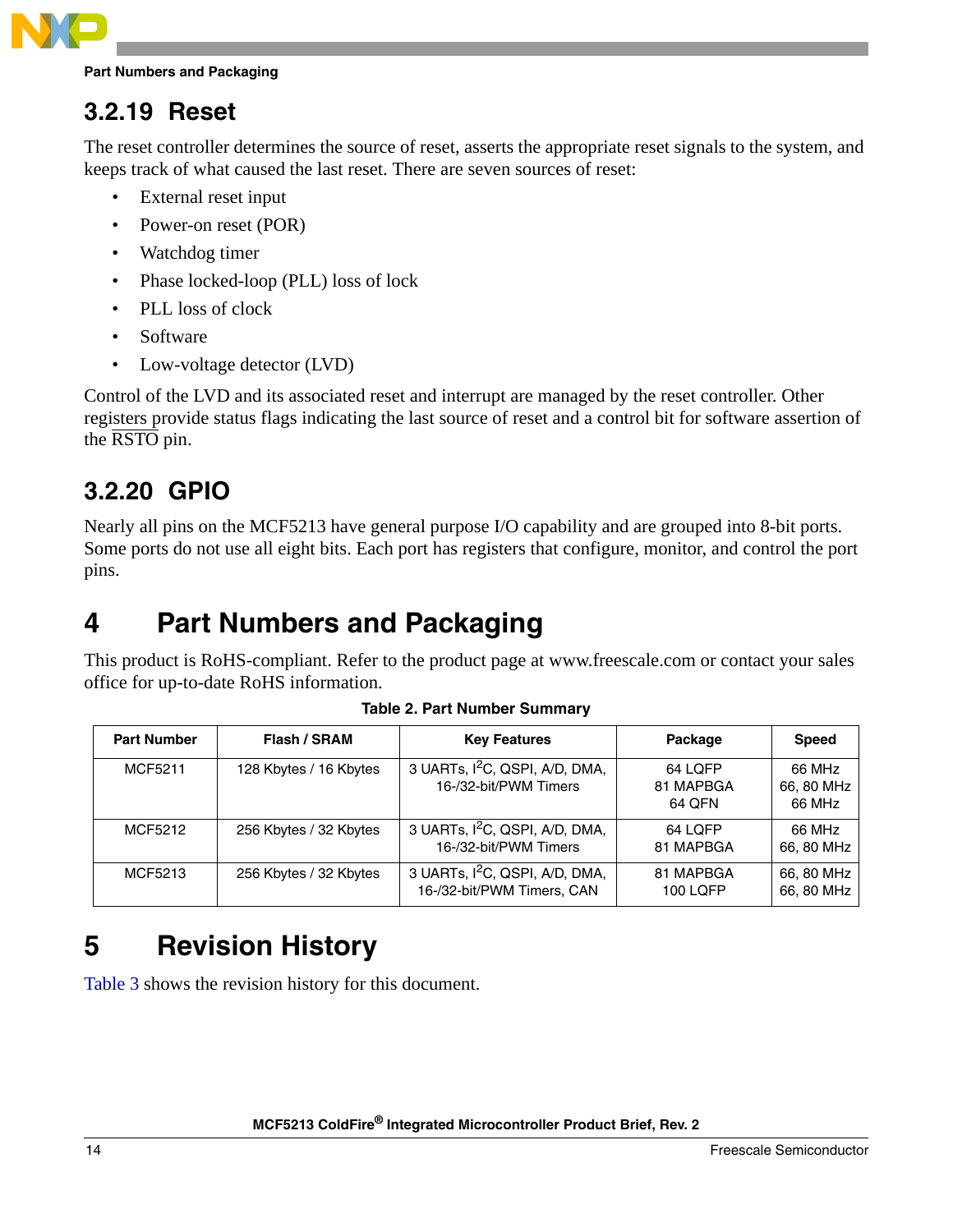### 3.2.19 Reset

The reset controller determines the source of reset, asserts the appropriate reset signals to the system, and keeps track of what caused the last reset. There are seven sources of reset:

- External reset input
- Power-on reset (POR)
- Watchdog timer
- Phase locked-loop (PLL) loss of lock
- PLL loss of clock
- Software
- Low-voltage detector (LVD)

Control of the LVD and its associated reset and interrupt are managed by the reset controller. Other registers provide status flags indicating the last source of reset and a control bit for software assertion of the $\overline{\text{RSTO}}$ pin.

### 3.2.20 GPIO

Nearly all pins on the MCF5213 have general purpose I/O capability and are grouped into 8-bit ports. Some ports do not use all eight bits. Each port has registers that configure, monitor, and control the port pins.

# 4 Part Numbers and Packaging

This product is RoHS-compliant. Refer to the product page at www.freescale.com or contact your sales office for up-to-date RoHS information.

**Table 2. Part Number Summary**

| Part Number | Flash / SRAM | Key Features | Package | Speed |
|---|---|---|---|---|
| MCF5211 | 128 Kbytes / 16 Kbytes | 3 UARTs, $I^2C$, QSPI, A/D, DMA, 16-/32-bit/PWM Timers | 64 LQFP<br>81 MAPBGA<br>64 QFN | 66 MHz<br>66, 80 MHz<br>66 MHz |
| MCF5212 | 256 Kbytes / 32 Kbytes | 3 UARTs, $I^2C$, QSPI, A/D, DMA, 16-/32-bit/PWM Timers | 64 LQFP<br>81 MAPBGA | 66 MHz<br>66, 80 MHz |
| MCF5213 | 256 Kbytes / 32 Kbytes | 3 UARTs, $I^2C$, QSPI, A/D, DMA, 16-/32-bit/PWM Timers, CAN | 81 MAPBGA<br>100 LQFP | 66, 80 MHz<br>66, 80 MHz |

# 5 Revision History

Table 3 shows the revision history for this document.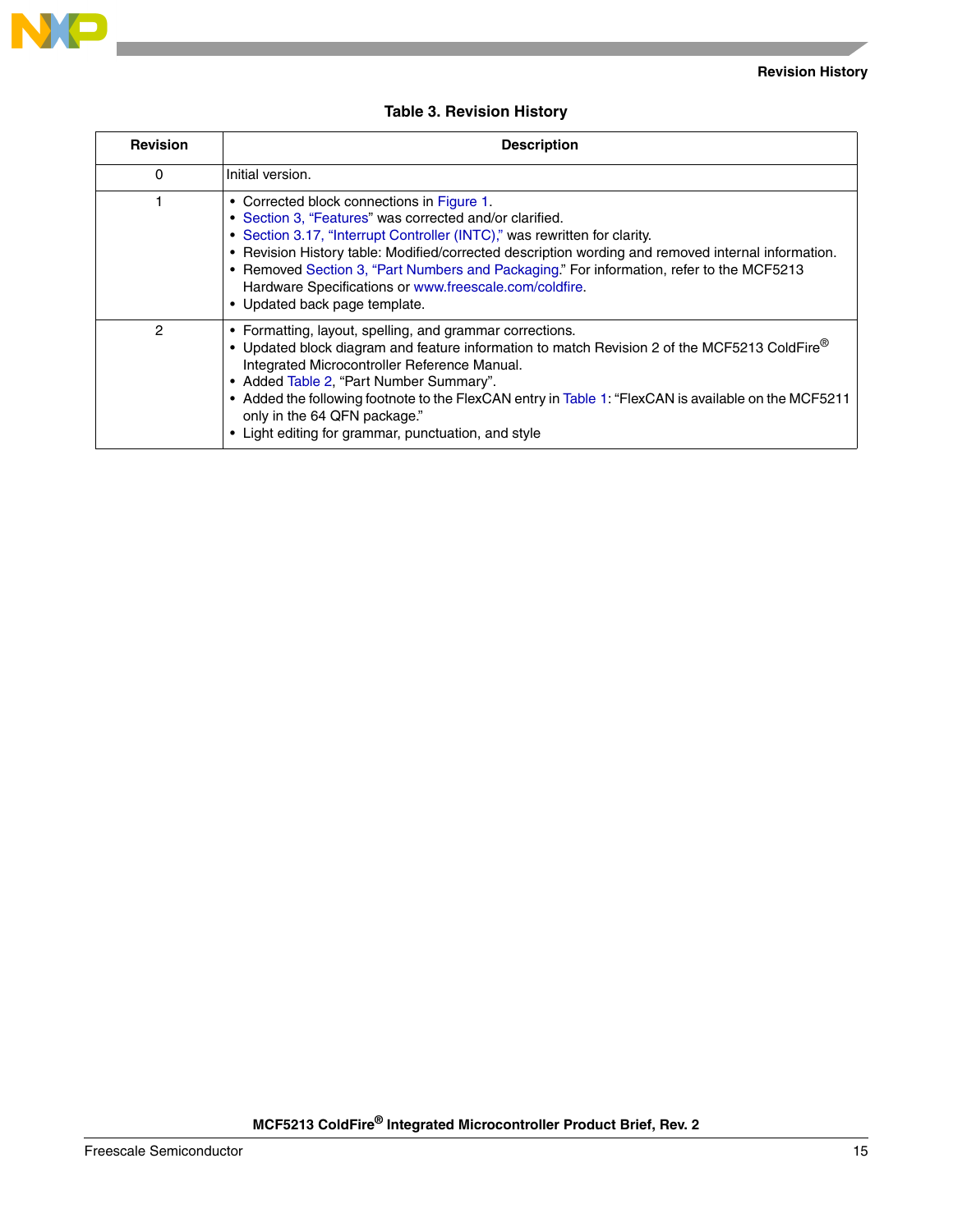**Table 3. Revision History**

| Revision | Description |
|---|---|
| 0 | Initial version. |
| 1 | • Corrected block connections in Figure 1.<br>• Section 3, "Features" was corrected and/or clarified.<br>• Section 3.17, "Interrupt Controller (INTC)," was rewritten for clarity.<br>• Revision History table: Modified/corrected description wording and removed internal information.<br>• Removed Section 3, "Part Numbers and Packaging." For information, refer to the MCF5213 Hardware Specifications or www.freescale.com/coldfire.<br>• Updated back page template. |
| 2 | • Formatting, layout, spelling, and grammar corrections.<br>• Updated block diagram and feature information to match Revision 2 of the MCF5213 ColdFire® Integrated Microcontroller Reference Manual.<br>• Added Table 2, "Part Number Summary".<br>• Added the following footnote to the FlexCAN entry in Table 1: "FlexCAN is available on the MCF5211 only in the 64 QFN package."<br>• Light editing for grammar, punctuation, and style |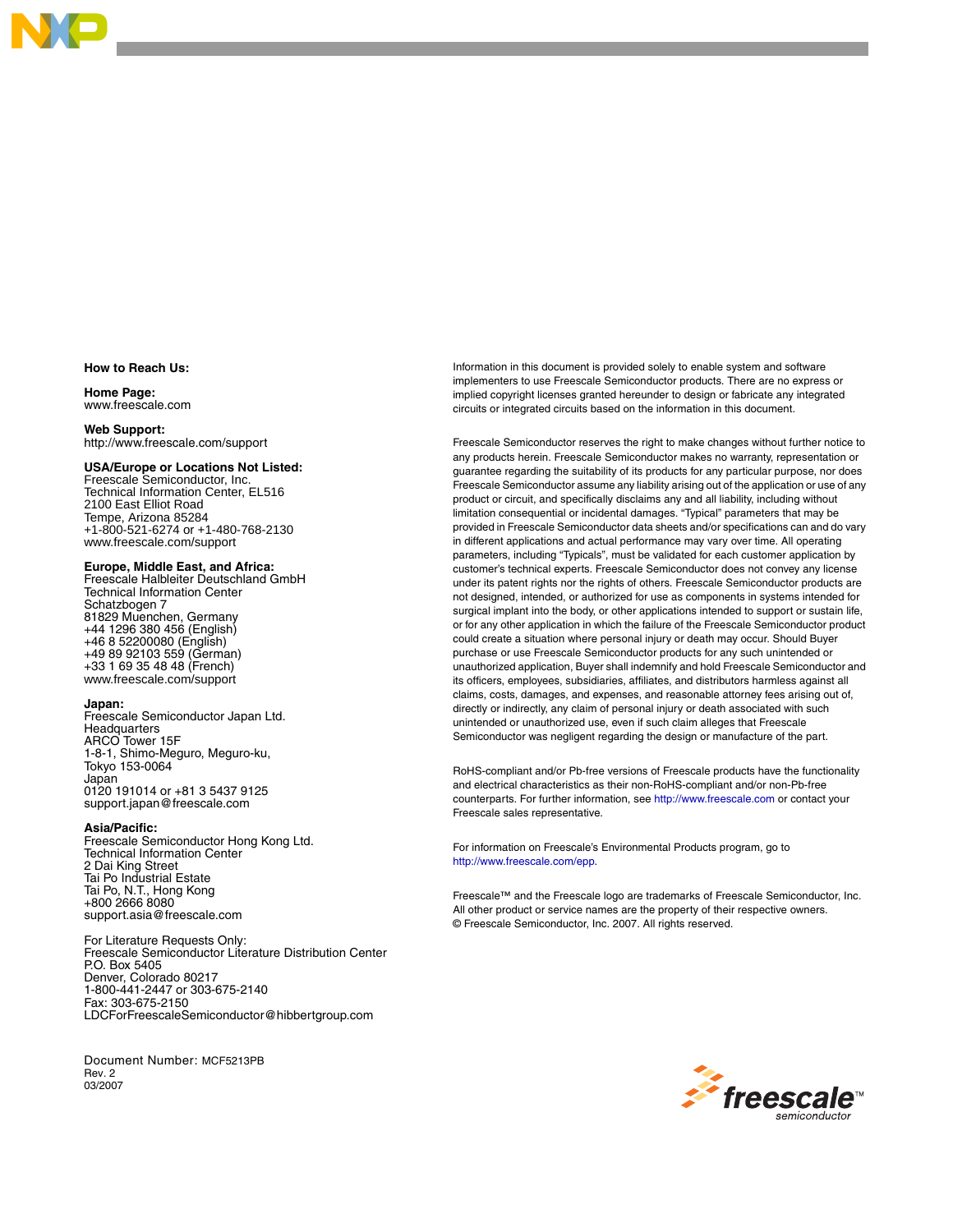**How to Reach Us:**

**Home Page:**
www.freescale.com

**Web Support:**
http://www.freescale.com/support

**USA/Europe or Locations Not Listed:**
Freescale Semiconductor, Inc.
Technical Information Center, EL516
2100 East Elliot Road
Tempe, Arizona 85284
+1-800-521-6274 or +1-480-768-2130
www.freescale.com/support

**Europe, Middle East, and Africa:**
Freescale Halbleiter Deutschland GmbH
Technical Information Center
Schatzbogen 7
81829 Muenchen, Germany
+44 1296 380 456 (English)
+46 8 52200080 (English)
+49 89 92103 559 (German)
+33 1 69 35 48 48 (French)
www.freescale.com/support

**Japan:**
Freescale Semiconductor Japan Ltd.
Headquarters
ARCO Tower 15F
1-8-1, Shimo-Meguro, Meguro-ku,
Tokyo 153-0064
Japan
0120 191014 or +81 3 5437 9125
support.japan@freescale.com

**Asia/Pacific:**
Freescale Semiconductor Hong Kong Ltd.
Technical Information Center
2 Dai King Street
Tai Po Industrial Estate
Tai Po, N.T., Hong Kong
+800 2666 8080
support.asia@freescale.com

For Literature Requests Only:
Freescale Semiconductor Literature Distribution Center
P.O. Box 5405
Denver, Colorado 80217
1-800-441-2447 or 303-675-2140
Fax: 303-675-2150
LDCForFreescaleSemiconductor@hibbertgroup.com

Information in this document is provided solely to enable system and software implementers to use Freescale Semiconductor products. There are no express or implied copyright licenses granted hereunder to design or fabricate any integrated circuits or integrated circuits based on the information in this document.

Freescale Semiconductor reserves the right to make changes without further notice to any products herein. Freescale Semiconductor makes no warranty, representation or guarantee regarding the suitability of its products for any particular purpose, nor does Freescale Semiconductor assume any liability arising out of the application or use of any product or circuit, and specifically disclaims any and all liability, including without limitation consequential or incidental damages. "Typical" parameters that may be provided in Freescale Semiconductor data sheets and/or specifications can and do vary in different applications and actual performance may vary over time. All operating parameters, including "Typicals", must be validated for each customer application by customer's technical experts. Freescale Semiconductor does not convey any license under its patent rights nor the rights of others. Freescale Semiconductor products are not designed, intended, or authorized for use as components in systems intended for surgical implant into the body, or other applications intended to support or sustain life, or for any other application in which the failure of the Freescale Semiconductor product could create a situation where personal injury or death may occur. Should Buyer purchase or use Freescale Semiconductor products for any such unintended or unauthorized application, Buyer shall indemnify and hold Freescale Semiconductor and its officers, employees, subsidiaries, affiliates, and distributors harmless against all claims, costs, damages, and expenses, and reasonable attorney fees arising out of, directly or indirectly, any claim of personal injury or death associated with such unintended or unauthorized use, even if such claim alleges that Freescale Semiconductor was negligent regarding the design or manufacture of the part.

RoHS-compliant and/or Pb-free versions of Freescale products have the functionality and electrical characteristics as their non-RoHS-compliant and/or non-Pb-free counterparts. For further information, see http://www.freescale.com or contact your Freescale sales representative.

For information on Freescale's Environmental Products program, go to http://www.freescale.com/epp.

Freescale™ and the Freescale logo are trademarks of Freescale Semiconductor, Inc. All other product or service names are the property of their respective owners.
© Freescale Semiconductor, Inc. 2007. All rights reserved.

Document Number: MCF5213PB
Rev. 2
03/2007